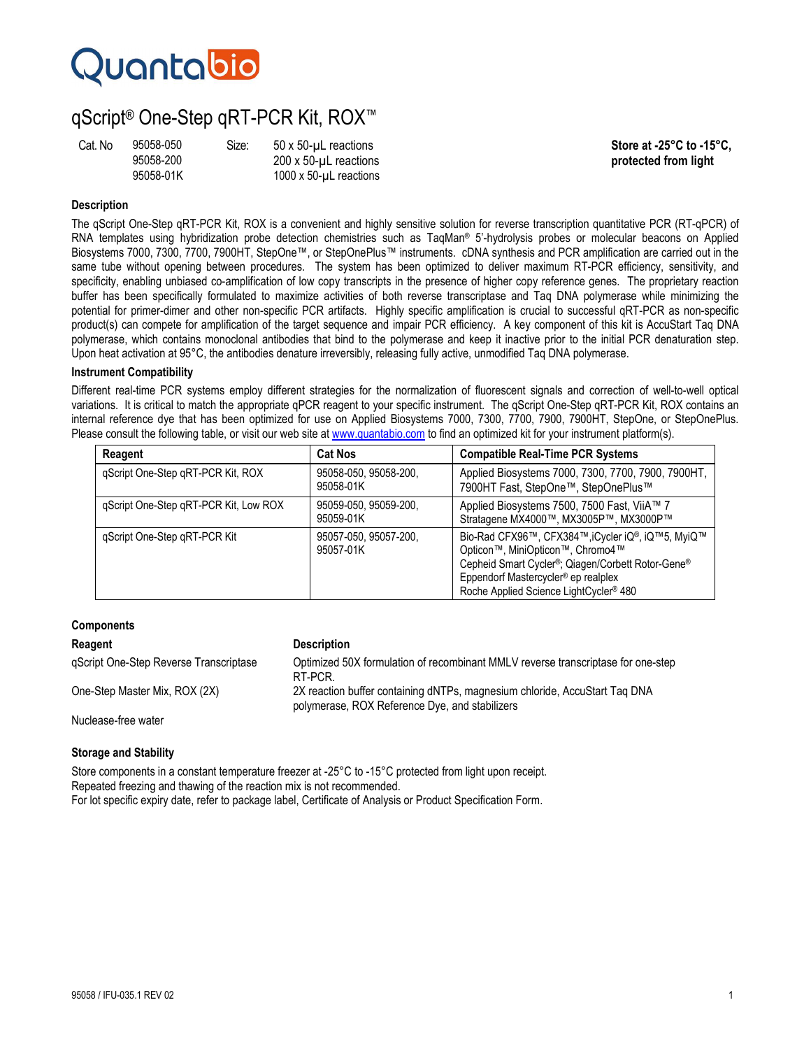Quantabio

# qScript® One-Step qRT-PCR Kit, ROX™

| Cat. No | | Size: | | |
|---|---|---|---|---|
| | 95058-050 | | 50 x 50-µL reactions | **Store at -25°C to -15°C, protected from light** |
| | 95058-200 | | 200 x 50-µL reactions | |
| | 95058-01K | | 1000 x 50-µL reactions | |

### Description

The qScript One-Step qRT-PCR Kit, ROX is a convenient and highly sensitive solution for reverse transcription quantitative PCR (RT-qPCR) of RNA templates using hybridization probe detection chemistries such as TaqMan® 5'-hydrolysis probes or molecular beacons on Applied Biosystems 7000, 7300, 7700, 7900HT, StepOne™, or StepOnePlus™ instruments. cDNA synthesis and PCR amplification are carried out in the same tube without opening between procedures. The system has been optimized to deliver maximum RT-PCR efficiency, sensitivity, and specificity, enabling unbiased co-amplification of low copy transcripts in the presence of higher copy reference genes. The proprietary reaction buffer has been specifically formulated to maximize activities of both reverse transcriptase and Taq DNA polymerase while minimizing the potential for primer-dimer and other non-specific PCR artifacts. Highly specific amplification is crucial to successful qRT-PCR as non-specific product(s) can compete for amplification of the target sequence and impair PCR efficiency. A key component of this kit is AccuStart Taq DNA polymerase, which contains monoclonal antibodies that bind to the polymerase and keep it inactive prior to the initial PCR denaturation step. Upon heat activation at 95°C, the antibodies denature irreversibly, releasing fully active, unmodified Taq DNA polymerase.

### Instrument Compatibility

Different real-time PCR systems employ different strategies for the normalization of fluorescent signals and correction of well-to-well optical variations. It is critical to match the appropriate qPCR reagent to your specific instrument. The qScript One-Step qRT-PCR Kit, ROX contains an internal reference dye that has been optimized for use on Applied Biosystems 7000, 7300, 7700, 7900, 7900HT, StepOne, or StepOnePlus. Please consult the following table, or visit our web site at www.quantabio.com to find an optimized kit for your instrument platform(s).

| Reagent | Cat Nos | Compatible Real-Time PCR Systems |
|---|---|---|
| qScript One-Step qRT-PCR Kit, ROX | 95058-050, 95058-200, 95058-01K | Applied Biosystems 7000, 7300, 7700, 7900, 7900HT, 7900HT Fast, StepOne™, StepOnePlus™ |
| qScript One-Step qRT-PCR Kit, Low ROX | 95059-050, 95059-200, 95059-01K | Applied Biosystems 7500, 7500 Fast, ViiA™ 7<br>Stratagene MX4000™, MX3005P™, MX3000P™ |
| qScript One-Step qRT-PCR Kit | 95057-050, 95057-200, 95057-01K | Bio-Rad CFX96™, CFX384™, iCycler iQ®, iQ™5, MyiQ™ Opticon™, MiniOpticon™, Chromo4™<br>Cepheid Smart Cycler®; Qiagen/Corbett Rotor-Gene®<br>Eppendorf Mastercycler® ep realplex<br>Roche Applied Science LightCycler® 480 |

### Components

| Reagent | Description |
|---|---|
| qScript One-Step Reverse Transcriptase | Optimized 50X formulation of recombinant MMLV reverse transcriptase for one-step RT-PCR. |
| One-Step Master Mix, ROX (2X) | 2X reaction buffer containing dNTPs, magnesium chloride, AccuStart Taq DNA polymerase, ROX Reference Dye, and stabilizers |
| Nuclease-free water | |

### Storage and Stability

Store components in a constant temperature freezer at -25°C to -15°C protected from light upon receipt.
Repeated freezing and thawing of the reaction mix is not recommended.
For lot specific expiry date, refer to package label, Certificate of Analysis or Product Specification Form.

95058 / IFU-035.1 REV 02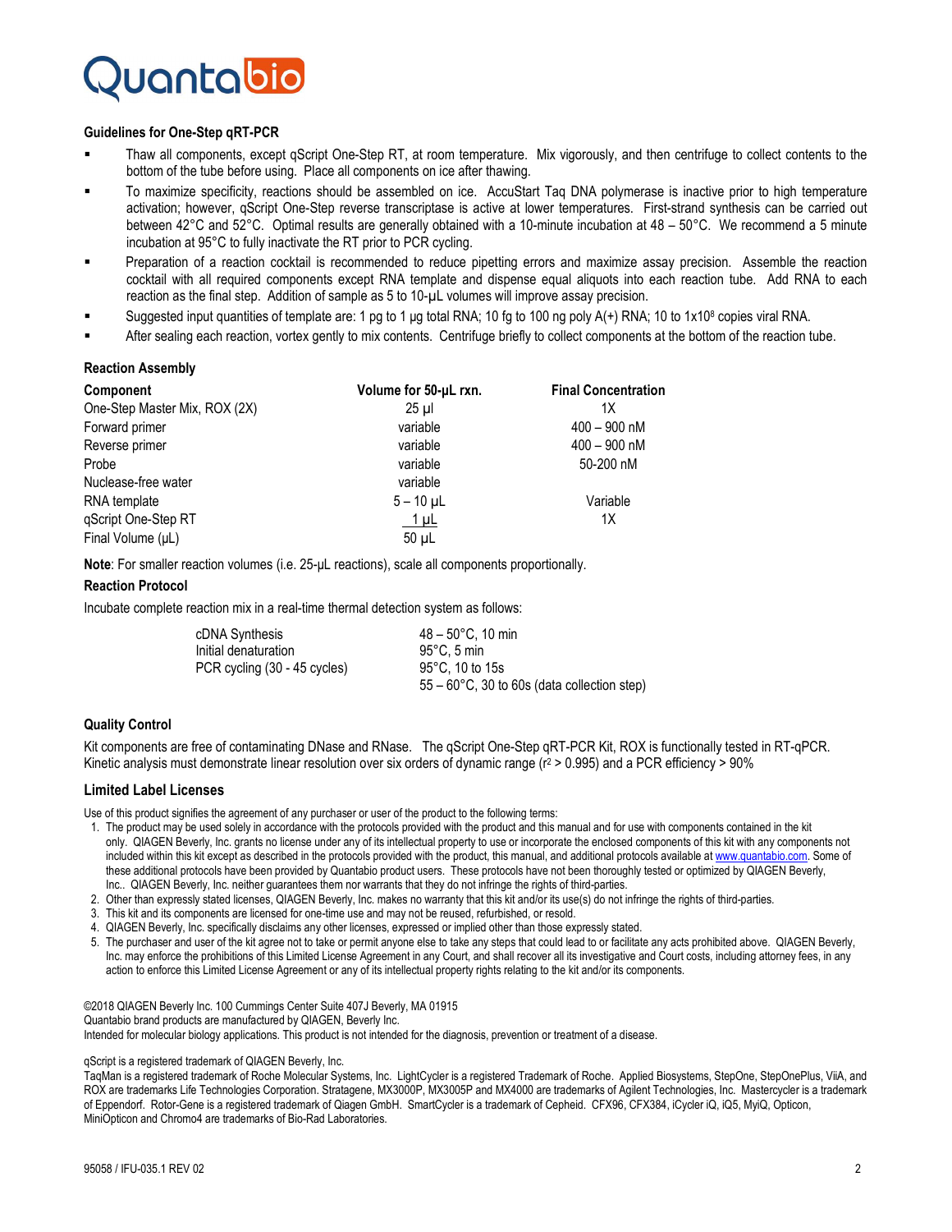## Guidelines for One-Step qRT-PCR

- Thaw all components, except qScript One-Step RT, at room temperature. Mix vigorously, and then centrifuge to collect contents to the bottom of the tube before using. Place all components on ice after thawing.
- To maximize specificity, reactions should be assembled on ice. AccuStart Taq DNA polymerase is inactive prior to high temperature activation; however, qScript One-Step reverse transcriptase is active at lower temperatures. First-strand synthesis can be carried out between 42°C and 52°C. Optimal results are generally obtained with a 10-minute incubation at 48 – 50°C. We recommend a 5 minute incubation at 95°C to fully inactivate the RT prior to PCR cycling.
- Preparation of a reaction cocktail is recommended to reduce pipetting errors and maximize assay precision. Assemble the reaction cocktail with all required components except RNA template and dispense equal aliquots into each reaction tube. Add RNA to each reaction as the final step. Addition of sample as 5 to 10-µL volumes will improve assay precision.
- Suggested input quantities of template are: 1 pg to 1 µg total RNA; 10 fg to 100 ng poly A(+) RNA; 10 to $1x10^8$ copies viral RNA.
- After sealing each reaction, vortex gently to mix contents. Centrifuge briefly to collect components at the bottom of the reaction tube.

## Reaction Assembly

| Component | Volume for 50-µL rxn. | Final Concentration |
|---|---|---|
| One-Step Master Mix, ROX (2X) | 25 µl | 1X |
| Forward primer | variable | 400 – 900 nM |
| Reverse primer | variable | 400 – 900 nM |
| Probe | variable | 50-200 nM |
| Nuclease-free water | variable | |
| RNA template | 5 – 10 µL | Variable |
| qScript One-Step RT | 1 µL | 1X |
| Final Volume (µL) | 50 µL | |

**Note**: For smaller reaction volumes (i.e. 25-µL reactions), scale all components proportionally.

## Reaction Protocol

Incubate complete reaction mix in a real-time thermal detection system as follows:

| | |
|---|---|
| cDNA Synthesis | 48 – 50°C, 10 min |
| Initial denaturation | 95°C, 5 min |
| PCR cycling (30 - 45 cycles) | 95°C, 10 to 15s |
| | 55 – 60°C, 30 to 60s (data collection step) |

## Quality Control

Kit components are free of contaminating DNase and RNase. The qScript One-Step qRT-PCR Kit, ROX is functionally tested in RT-qPCR. Kinetic analysis must demonstrate linear resolution over six orders of dynamic range ($r^2 > 0.995$) and a PCR efficiency > 90%

## Limited Label Licenses

Use of this product signifies the agreement of any purchaser or user of the product to the following terms:

1. The product may be used solely in accordance with the protocols provided with the product and this manual and for use with components contained in the kit only. QIAGEN Beverly, Inc. grants no license under any of its intellectual property to use or incorporate the enclosed components of this kit with any components not included within this kit except as described in the protocols provided with the product, this manual, and additional protocols available at www.quantabio.com. Some of these additional protocols have been provided by Quantabio product users. These protocols have not been thoroughly tested or optimized by QIAGEN Beverly, Inc.. QIAGEN Beverly, Inc. neither guarantees them nor warrants that they do not infringe the rights of third-parties.
2. Other than expressly stated licenses, QIAGEN Beverly, Inc. makes no warranty that this kit and/or its use(s) do not infringe the rights of third-parties.
3. This kit and its components are licensed for one-time use and may not be reused, refurbished, or resold.
4. QIAGEN Beverly, Inc. specifically disclaims any other licenses, expressed or implied other than those expressly stated.
5. The purchaser and user of the kit agree not to take or permit anyone else to take any steps that could lead to or facilitate any acts prohibited above. QIAGEN Beverly, Inc. may enforce the prohibitions of this Limited License Agreement in any Court, and shall recover all its investigative and Court costs, including attorney fees, in any action to enforce this Limited License Agreement or any of its intellectual property rights relating to the kit and/or its components.

©2018 QIAGEN Beverly Inc. 100 Cummings Center Suite 407J Beverly, MA 01915
Quantabio brand products are manufactured by QIAGEN, Beverly Inc.
Intended for molecular biology applications. This product is not intended for the diagnosis, prevention or treatment of a disease.

qScript is a registered trademark of QIAGEN Beverly, Inc.
TaqMan is a registered trademark of Roche Molecular Systems, Inc. LightCycler is a registered Trademark of Roche. Applied Biosystems, StepOne, StepOnePlus, ViiA, and ROX are trademarks Life Technologies Corporation. Stratagene, MX3000P, MX3005P and MX4000 are trademarks of Agilent Technologies, Inc. Mastercycler is a trademark of Eppendorf. Rotor-Gene is a registered trademark of Qiagen GmbH. SmartCycler is a trademark of Cepheid. CFX96, CFX384, iCycler iQ, iQ5, MyiQ, Opticon, MiniOpticon and Chromo4 are trademarks of Bio-Rad Laboratories.

95058 / IFU-035.1 REV 02